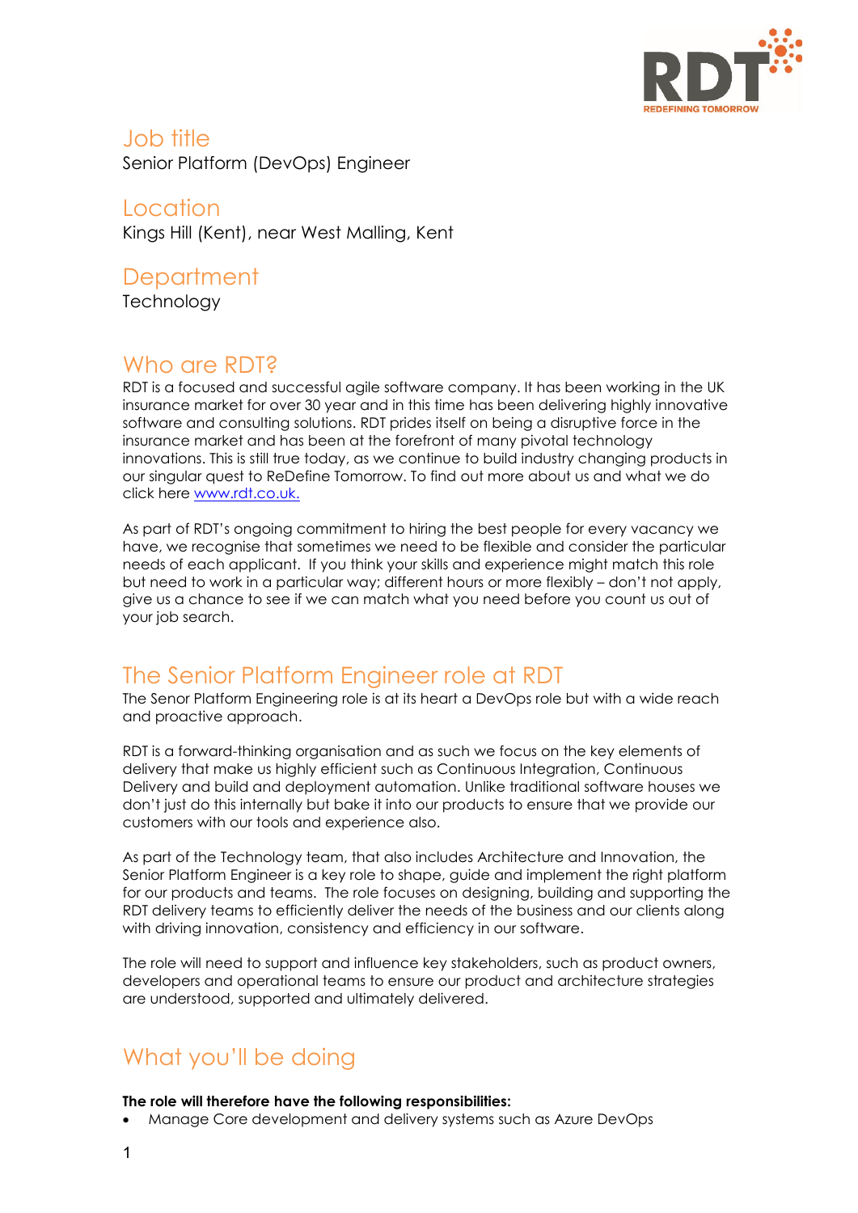## Job title

Senior Platform (DevOps) Engineer

## Location

Kings Hill (Kent), near West Malling, Kent

## Department

Technology

## Who are RDT?

RDT is a focused and successful agile software company. It has been working in the UK insurance market for over 30 year and in this time has been delivering highly innovative software and consulting solutions. RDT prides itself on being a disruptive force in the insurance market and has been at the forefront of many pivotal technology innovations. This is still true today, as we continue to build industry changing products in our singular quest to ReDefine Tomorrow. To find out more about us and what we do click here [www.rdt.co.uk.](http://www.rdt.co.uk)

As part of RDT's ongoing commitment to hiring the best people for every vacancy we have, we recognise that sometimes we need to be flexible and consider the particular needs of each applicant. If you think your skills and experience might match this role but need to work in a particular way; different hours or more flexibly – don't not apply, give us a chance to see if we can match what you need before you count us out of your job search.

## The Senior Platform Engineer role at RDT

The Senor Platform Engineering role is at its heart a DevOps role but with a wide reach and proactive approach.

RDT is a forward-thinking organisation and as such we focus on the key elements of delivery that make us highly efficient such as Continuous Integration, Continuous Delivery and build and deployment automation. Unlike traditional software houses we don't just do this internally but bake it into our products to ensure that we provide our customers with our tools and experience also.

As part of the Technology team, that also includes Architecture and Innovation, the Senior Platform Engineer is a key role to shape, guide and implement the right platform for our products and teams. The role focuses on designing, building and supporting the RDT delivery teams to efficiently deliver the needs of the business and our clients along with driving innovation, consistency and efficiency in our software.

The role will need to support and influence key stakeholders, such as product owners, developers and operational teams to ensure our product and architecture strategies are understood, supported and ultimately delivered.

## What you'll be doing

**The role will therefore have the following responsibilities:**

- Manage Core development and delivery systems such as Azure DevOps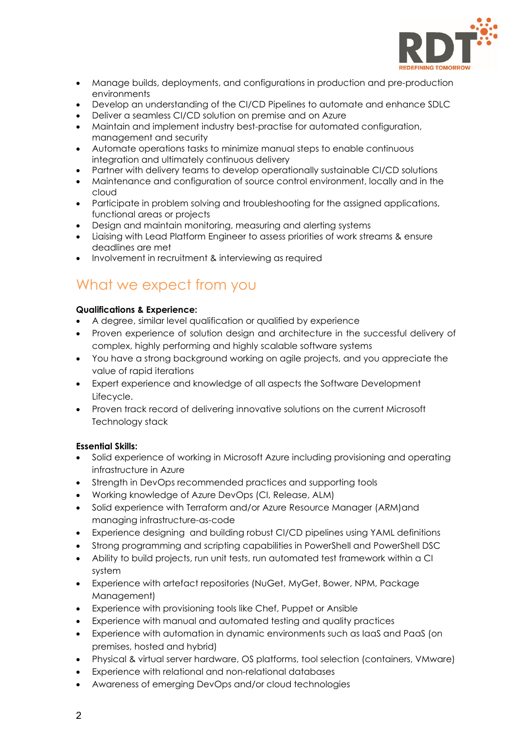- Manage builds, deployments, and configurations in production and pre-production environments
- Develop an understanding of the CI/CD Pipelines to automate and enhance SDLC
- Deliver a seamless CI/CD solution on premise and on Azure
- Maintain and implement industry best-practise for automated configuration, management and security
- Automate operations tasks to minimize manual steps to enable continuous integration and ultimately continuous delivery
- Partner with delivery teams to develop operationally sustainable CI/CD solutions
- Maintenance and configuration of source control environment, locally and in the cloud
- Participate in problem solving and troubleshooting for the assigned applications, functional areas or projects
- Design and maintain monitoring, measuring and alerting systems
- Liaising with Lead Platform Engineer to assess priorities of work streams & ensure deadlines are met
- Involvement in recruitment & interviewing as required

## What we expect from you

**Qualifications & Experience:**

- A degree, similar level qualification or qualified by experience
- Proven experience of solution design and architecture in the successful delivery of complex, highly performing and highly scalable software systems
- You have a strong background working on agile projects, and you appreciate the value of rapid iterations
- Expert experience and knowledge of all aspects the Software Development Lifecycle.
- Proven track record of delivering innovative solutions on the current Microsoft Technology stack

**Essential Skills:**

- Solid experience of working in Microsoft Azure including provisioning and operating infrastructure in Azure
- Strength in DevOps recommended practices and supporting tools
- Working knowledge of Azure DevOps (CI, Release, ALM)
- Solid experience with Terraform and/or Azure Resource Manager (ARM)and managing infrastructure-as-code
- Experience designing and building robust CI/CD pipelines using YAML definitions
- Strong programming and scripting capabilities in PowerShell and PowerShell DSC
- Ability to build projects, run unit tests, run automated test framework within a CI system
- Experience with artefact repositories (NuGet, MyGet, Bower, NPM, Package Management)
- Experience with provisioning tools like Chef, Puppet or Ansible
- Experience with manual and automated testing and quality practices
- Experience with automation in dynamic environments such as IaaS and PaaS (on premises, hosted and hybrid)
- Physical & virtual server hardware, OS platforms, tool selection (containers, VMware)
- Experience with relational and non-relational databases
- Awareness of emerging DevOps and/or cloud technologies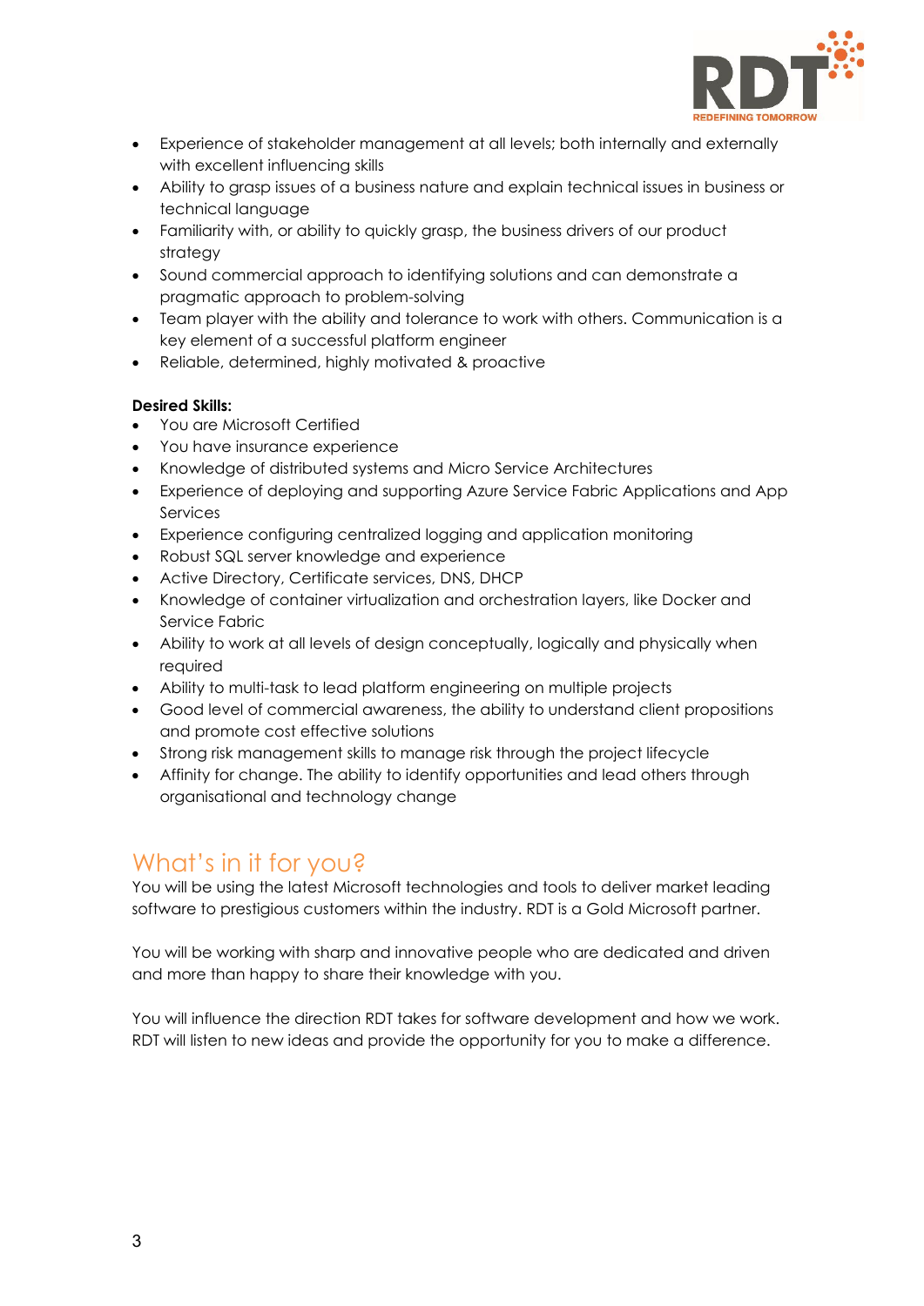- Experience of stakeholder management at all levels; both internally and externally with excellent influencing skills
- Ability to grasp issues of a business nature and explain technical issues in business or technical language
- Familiarity with, or ability to quickly grasp, the business drivers of our product strategy
- Sound commercial approach to identifying solutions and can demonstrate a pragmatic approach to problem-solving
- Team player with the ability and tolerance to work with others. Communication is a key element of a successful platform engineer
- Reliable, determined, highly motivated & proactive

**Desired Skills:**

- You are Microsoft Certified
- You have insurance experience
- Knowledge of distributed systems and Micro Service Architectures
- Experience of deploying and supporting Azure Service Fabric Applications and App Services
- Experience configuring centralized logging and application monitoring
- Robust SQL server knowledge and experience
- Active Directory, Certificate services, DNS, DHCP
- Knowledge of container virtualization and orchestration layers, like Docker and Service Fabric
- Ability to work at all levels of design conceptually, logically and physically when required
- Ability to multi-task to lead platform engineering on multiple projects
- Good level of commercial awareness, the ability to understand client propositions and promote cost effective solutions
- Strong risk management skills to manage risk through the project lifecycle
- Affinity for change. The ability to identify opportunities and lead others through organisational and technology change

## What's in it for you?

You will be using the latest Microsoft technologies and tools to deliver market leading software to prestigious customers within the industry. RDT is a Gold Microsoft partner.

You will be working with sharp and innovative people who are dedicated and driven and more than happy to share their knowledge with you.

You will influence the direction RDT takes for software development and how we work. RDT will listen to new ideas and provide the opportunity for you to make a difference.